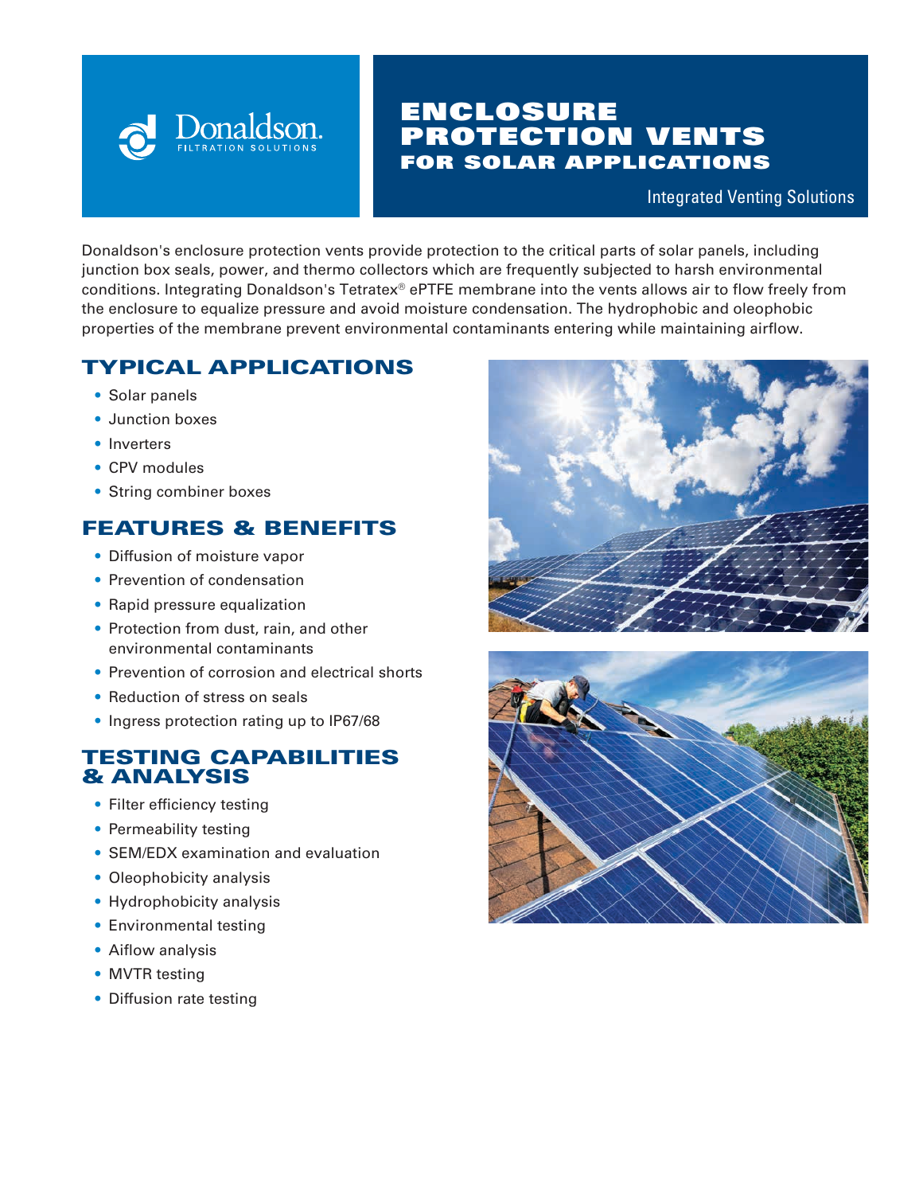Donaldson.
FILTRATION SOLUTIONS

# ENCLOSURE PROTECTION VENTS FOR SOLAR APPLICATIONS

Integrated Venting Solutions

Donaldson's enclosure protection vents provide protection to the critical parts of solar panels, including junction box seals, power, and thermo collectors which are frequently subjected to harsh environmental conditions. Integrating Donaldson's Tetratex® ePTFE membrane into the vents allows air to flow freely from the enclosure to equalize pressure and avoid moisture condensation. The hydrophobic and oleophobic properties of the membrane prevent environmental contaminants entering while maintaining airflow.

## TYPICAL APPLICATIONS

- Solar panels
- Junction boxes
- Inverters
- CPV modules
- String combiner boxes

## FEATURES & BENEFITS

- Diffusion of moisture vapor
- Prevention of condensation
- Rapid pressure equalization
- Protection from dust, rain, and other environmental contaminants
- Prevention of corrosion and electrical shorts
- Reduction of stress on seals
- Ingress protection rating up to IP67/68

## TESTING CAPABILITIES & ANALYSIS

- Filter efficiency testing
- Permeability testing
- SEM/EDX examination and evaluation
- Oleophobicity analysis
- Hydrophobicity analysis
- Environmental testing
- Aiflow analysis
- MVTR testing
- Diffusion rate testing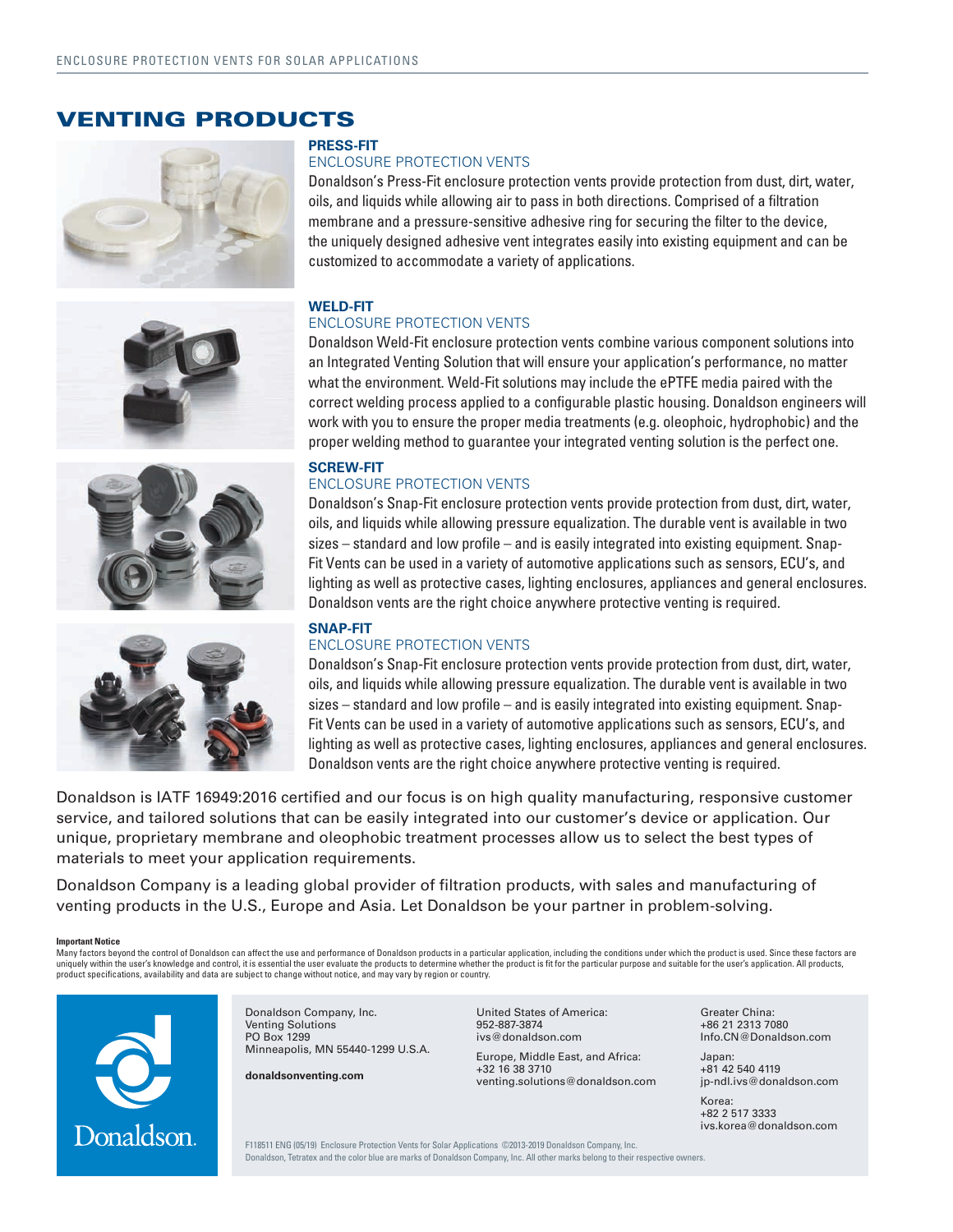## VENTING PRODUCTS

### PRESS-FIT
ENCLOSURE PROTECTION VENTS

Donaldson's Press-Fit enclosure protection vents provide protection from dust, dirt, water, oils, and liquids while allowing air to pass in both directions. Comprised of a filtration membrane and a pressure-sensitive adhesive ring for securing the filter to the device, the uniquely designed adhesive vent integrates easily into existing equipment and can be customized to accommodate a variety of applications.

### WELD-FIT
ENCLOSURE PROTECTION VENTS

Donaldson Weld-Fit enclosure protection vents combine various component solutions into an Integrated Venting Solution that will ensure your application's performance, no matter what the environment. Weld-Fit solutions may include the ePTFE media paired with the correct welding process applied to a configurable plastic housing. Donaldson engineers will work with you to ensure the proper media treatments (e.g. oleophoic, hydrophobic) and the proper welding method to guarantee your integrated venting solution is the perfect one.

### SCREW-FIT
ENCLOSURE PROTECTION VENTS

Donaldson's Snap-Fit enclosure protection vents provide protection from dust, dirt, water, oils, and liquids while allowing pressure equalization. The durable vent is available in two sizes – standard and low profile – and is easily integrated into existing equipment. Snap-Fit Vents can be used in a variety of automotive applications such as sensors, ECU's, and lighting as well as protective cases, lighting enclosures, appliances and general enclosures. Donaldson vents are the right choice anywhere protective venting is required.

### SNAP-FIT
ENCLOSURE PROTECTION VENTS

Donaldson's Snap-Fit enclosure protection vents provide protection from dust, dirt, water, oils, and liquids while allowing pressure equalization. The durable vent is available in two sizes – standard and low profile – and is easily integrated into existing equipment. Snap-Fit Vents can be used in a variety of automotive applications such as sensors, ECU's, and lighting as well as protective cases, lighting enclosures, appliances and general enclosures. Donaldson vents are the right choice anywhere protective venting is required.

Donaldson is IATF 16949:2016 certified and our focus is on high quality manufacturing, responsive customer service, and tailored solutions that can be easily integrated into our customer's device or application. Our unique, proprietary membrane and oleophobic treatment processes allow us to select the best types of materials to meet your application requirements.

Donaldson Company is a leading global provider of filtration products, with sales and manufacturing of venting products in the U.S., Europe and Asia. Let Donaldson be your partner in problem-solving.

**Important Notice**
Many factors beyond the control of Donaldson can affect the use and performance of Donaldson products in a particular application, including the conditions under which the product is used. Since these factors are uniquely within the user's knowledge and control, it is essential the user evaluate the products to determine whether the product is fit for the particular purpose and suitable for the user's application. All products, product specifications, availability and data are subject to change without notice, and may vary by region or country.

Donaldson.

Donaldson Company, Inc.
Venting Solutions
PO Box 1299
Minneapolis, MN 55440-1299 U.S.A.

**donaldsonventing.com**

United States of America:
952-887-3874
ivs@donaldson.com

Europe, Middle East, and Africa:
+32 16 38 3710
venting.solutions@donaldson.com

Greater China:
+86 21 2313 7080
Info.CN@Donaldson.com

Japan:
+81 42 540 4119
jp-ndl.ivs@donaldson.com

Korea:
+82 2 517 3333
ivs.korea@donaldson.com

F118511 ENG (05/19) Enclosure Protection Vents for Solar Applications ©2013-2019 Donaldson Company, Inc.
Donaldson, Tetratex and the color blue are marks of Donaldson Company, Inc. All other marks belong to their respective owners.